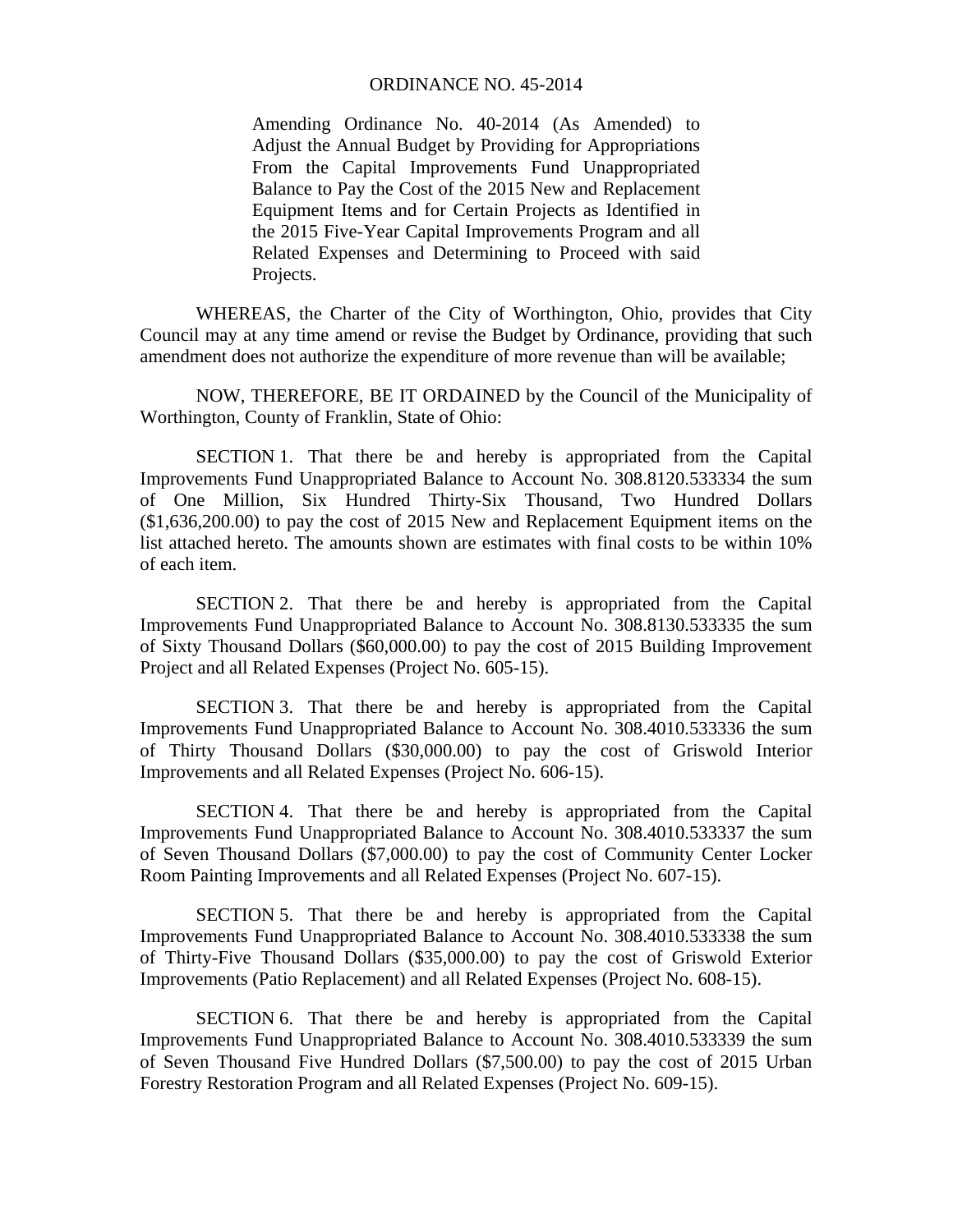# ORDINANCE NO. 45-2014

Amending Ordinance No. 40-2014 (As Amended) to Adjust the Annual Budget by Providing for Appropriations From the Capital Improvements Fund Unappropriated Balance to Pay the Cost of the 2015 New and Replacement Equipment Items and for Certain Projects as Identified in the 2015 Five-Year Capital Improvements Program and all Related Expenses and Determining to Proceed with said Projects.

WHEREAS, the Charter of the City of Worthington, Ohio, provides that City Council may at any time amend or revise the Budget by Ordinance, providing that such amendment does not authorize the expenditure of more revenue than will be available;

NOW, THEREFORE, BE IT ORDAINED by the Council of the Municipality of Worthington, County of Franklin, State of Ohio:

SECTION 1. That there be and hereby is appropriated from the Capital Improvements Fund Unappropriated Balance to Account No. 308.8120.533334 the sum of One Million, Six Hundred Thirty-Six Thousand, Two Hundred Dollars ($1,636,200.00) to pay the cost of 2015 New and Replacement Equipment items on the list attached hereto. The amounts shown are estimates with final costs to be within 10% of each item.

SECTION 2. That there be and hereby is appropriated from the Capital Improvements Fund Unappropriated Balance to Account No. 308.8130.533335 the sum of Sixty Thousand Dollars ($60,000.00) to pay the cost of 2015 Building Improvement Project and all Related Expenses (Project No. 605-15).

SECTION 3. That there be and hereby is appropriated from the Capital Improvements Fund Unappropriated Balance to Account No. 308.4010.533336 the sum of Thirty Thousand Dollars ($30,000.00) to pay the cost of Griswold Interior Improvements and all Related Expenses (Project No. 606-15).

SECTION 4. That there be and hereby is appropriated from the Capital Improvements Fund Unappropriated Balance to Account No. 308.4010.533337 the sum of Seven Thousand Dollars ($7,000.00) to pay the cost of Community Center Locker Room Painting Improvements and all Related Expenses (Project No. 607-15).

SECTION 5. That there be and hereby is appropriated from the Capital Improvements Fund Unappropriated Balance to Account No. 308.4010.533338 the sum of Thirty-Five Thousand Dollars ($35,000.00) to pay the cost of Griswold Exterior Improvements (Patio Replacement) and all Related Expenses (Project No. 608-15).

SECTION 6. That there be and hereby is appropriated from the Capital Improvements Fund Unappropriated Balance to Account No. 308.4010.533339 the sum of Seven Thousand Five Hundred Dollars ($7,500.00) to pay the cost of 2015 Urban Forestry Restoration Program and all Related Expenses (Project No. 609-15).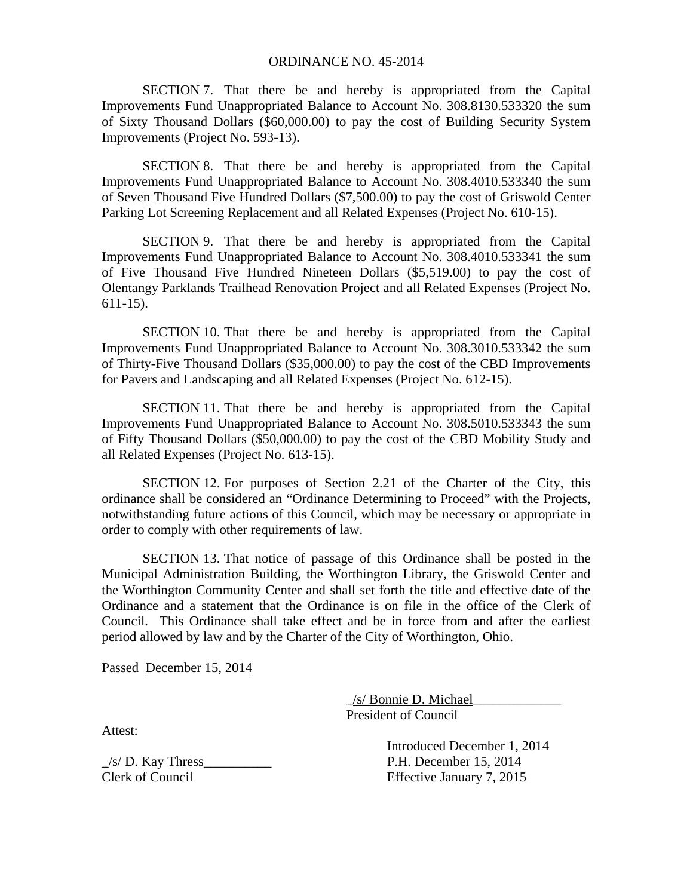ORDINANCE NO. 45-2014

SECTION 7. That there be and hereby is appropriated from the Capital Improvements Fund Unappropriated Balance to Account No. 308.8130.533320 the sum of Sixty Thousand Dollars ($60,000.00) to pay the cost of Building Security System Improvements (Project No. 593-13).

SECTION 8. That there be and hereby is appropriated from the Capital Improvements Fund Unappropriated Balance to Account No. 308.4010.533340 the sum of Seven Thousand Five Hundred Dollars ($7,500.00) to pay the cost of Griswold Center Parking Lot Screening Replacement and all Related Expenses (Project No. 610-15).

SECTION 9. That there be and hereby is appropriated from the Capital Improvements Fund Unappropriated Balance to Account No. 308.4010.533341 the sum of Five Thousand Five Hundred Nineteen Dollars ($5,519.00) to pay the cost of Olentangy Parklands Trailhead Renovation Project and all Related Expenses (Project No. 611-15).

SECTION 10. That there be and hereby is appropriated from the Capital Improvements Fund Unappropriated Balance to Account No. 308.3010.533342 the sum of Thirty-Five Thousand Dollars ($35,000.00) to pay the cost of the CBD Improvements for Pavers and Landscaping and all Related Expenses (Project No. 612-15).

SECTION 11. That there be and hereby is appropriated from the Capital Improvements Fund Unappropriated Balance to Account No. 308.5010.533343 the sum of Fifty Thousand Dollars ($50,000.00) to pay the cost of the CBD Mobility Study and all Related Expenses (Project No. 613-15).

SECTION 12. For purposes of Section 2.21 of the Charter of the City, this ordinance shall be considered an "Ordinance Determining to Proceed" with the Projects, notwithstanding future actions of this Council, which may be necessary or appropriate in order to comply with other requirements of law.

SECTION 13. That notice of passage of this Ordinance shall be posted in the Municipal Administration Building, the Worthington Library, the Griswold Center and the Worthington Community Center and shall set forth the title and effective date of the Ordinance and a statement that the Ordinance is on file in the office of the Clerk of Council. This Ordinance shall take effect and be in force from and after the earliest period allowed by law and by the Charter of the City of Worthington, Ohio.

Passed December 15, 2014

_/s/ Bonnie D. Michael_____________
President of Council

Attest:

_/s/ D. Kay Thress__________
Clerk of Council

Introduced December 1, 2014
P.H. December 15, 2014
Effective January 7, 2015